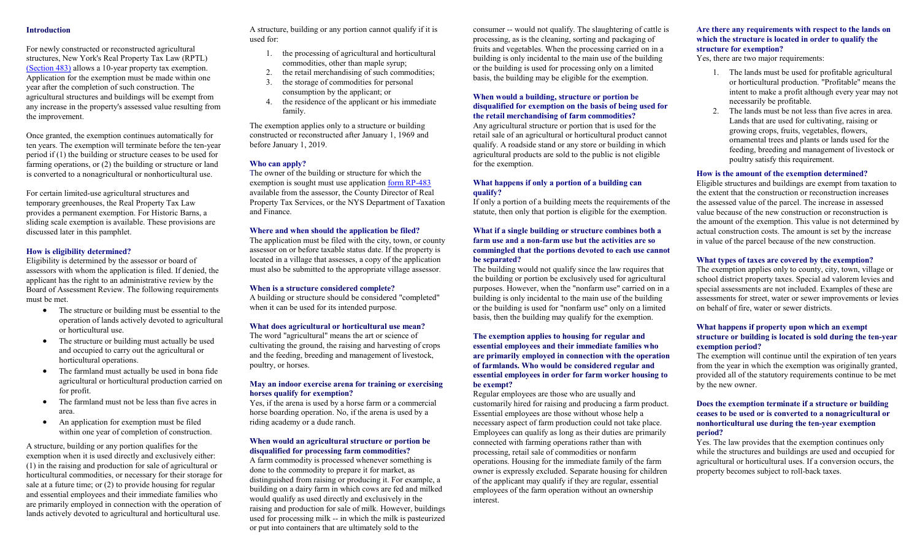## Introduction

For newly constructed or reconstructed agricultural structures, New York's Real Property Tax Law (RPTL) [(Section 483)](#) allows a 10-year property tax exemption. Application for the exemption must be made within one year after the completion of such construction. The agricultural structures and buildings will be exempt from any increase in the property's assessed value resulting from the improvement.

Once granted, the exemption continues automatically for ten years. The exemption will terminate before the ten-year period if (1) the building or structure ceases to be used for farming operations, or (2) the building or structure or land is converted to a nonagricultural or nonhorticultural use.

For certain limited-use agricultural structures and temporary greenhouses, the Real Property Tax Law provides a permanent exemption. For Historic Barns, a sliding scale exemption is available. These provisions are discussed later in this pamphlet.

### How is eligibility determined?

Eligibility is determined by the assessor or board of assessors with whom the application is filed. If denied, the applicant has the right to an administrative review by the Board of Assessment Review. The following requirements must be met.

- The structure or building must be essential to the operation of lands actively devoted to agricultural or horticultural use.
- The structure or building must actually be used and occupied to carry out the agricultural or horticultural operations.
- The farmland must actually be used in bona fide agricultural or horticultural production carried on for profit.
- The farmland must not be less than five acres in area.
- An application for exemption must be filed within one year of completion of construction.

A structure, building or any portion qualifies for the exemption when it is used directly and exclusively either: (1) in the raising and production for sale of agricultural or horticultural commodities, or necessary for their storage for sale at a future time; or (2) to provide housing for regular and essential employees and their immediate families who are primarily employed in connection with the operation of lands actively devoted to agricultural and horticultural use.

A structure, building or any portion cannot qualify if it is used for:

1. the processing of agricultural and horticultural commodities, other than maple syrup;
2. the retail merchandising of such commodities;
3. the storage of commodities for personal consumption by the applicant; or
4. the residence of the applicant or his immediate family.

The exemption applies only to a structure or building constructed or reconstructed after January 1, 1969 and before January 1, 2019.

### Who can apply?

The owner of the building or structure for which the exemption is sought must use application [form RP-483](#) available from the assessor, the County Director of Real Property Tax Services, or the NYS Department of Taxation and Finance.

### Where and when should the application be filed?

The application must be filed with the city, town, or county assessor on or before taxable status date. If the property is located in a village that assesses, a copy of the application must also be submitted to the appropriate village assessor.

### When is a structure considered complete?

A building or structure should be considered "completed" when it can be used for its intended purpose.

### What does agricultural or horticultural use mean?

The word "agricultural" means the art or science of cultivating the ground, the raising and harvesting of crops and the feeding, breeding and management of livestock, poultry, or horses.

### May an indoor exercise arena for training or exercising horses qualify for exemption?

Yes, if the arena is used by a horse farm or a commercial horse boarding operation. No, if the arena is used by a riding academy or a dude ranch.

### When would an agricultural structure or portion be disqualified for processing farm commodities?

A farm commodity is processed whenever something is done to the commodity to prepare it for market, as distinguished from raising or producing it. For example, a building on a dairy farm in which cows are fed and milked would qualify as used directly and exclusively in the raising and production for sale of milk. However, buildings used for processing milk -- in which the milk is pasteurized or put into containers that are ultimately sold to the consumer -- would not qualify. The slaughtering of cattle is processing, as is the cleaning, sorting and packaging of fruits and vegetables. When the processing carried on in a building is only incidental to the main use of the building or the building is used for processing only on a limited basis, the building may be eligible for the exemption.

### When would a building, structure or portion be disqualified for exemption on the basis of being used for the retail merchandising of farm commodities?

Any agricultural structure or portion that is used for the retail sale of an agricultural or horticultural product cannot qualify. A roadside stand or any store or building in which agricultural products are sold to the public is not eligible for the exemption.

### What happens if only a portion of a building can qualify?

If only a portion of a building meets the requirements of the statute, then only that portion is eligible for the exemption.

### What if a single building or structure combines both a farm use and a non-farm use but the activities are so commingled that the portions devoted to each use cannot be separated?

The building would not qualify since the law requires that the building or portion be exclusively used for agricultural purposes. However, when the "nonfarm use" carried on in a building is only incidental to the main use of the building or the building is used for "nonfarm use" only on a limited basis, then the building may qualify for the exemption.

### The exemption applies to housing for regular and essential employees and their immediate families who are primarily employed in connection with the operation of farmlands. Who would be considered regular and essential employees in order for farm worker housing to be exempt?

Regular employees are those who are usually and customarily hired for raising and producing a farm product. Essential employees are those without whose help a necessary aspect of farm production could not take place. Employees can qualify as long as their duties are primarily connected with farming operations rather than with processing, retail sale of commodities or nonfarm operations. Housing for the immediate family of the farm owner is expressly excluded. Separate housing for children of the applicant may qualify if they are regular, essential employees of the farm operation without an ownership interest.

### Are there any requirements with respect to the lands on which the structure is located in order to qualify the structure for exemption?

Yes, there are two major requirements:

1. The lands must be used for profitable agricultural or horticultural production. "Profitable" means the intent to make a profit although every year may not necessarily be profitable.
2. The lands must be not less than five acres in area. Lands that are used for cultivating, raising or growing crops, fruits, vegetables, flowers, ornamental trees and plants or lands used for the feeding, breeding and management of livestock or poultry satisfy this requirement.

### How is the amount of the exemption determined?

Eligible structures and buildings are exempt from taxation to the extent that the construction or reconstruction increases the assessed value of the parcel. The increase in assessed value because of the new construction or reconstruction is the amount of the exemption. This value is not determined by actual construction costs. The amount is set by the increase in value of the parcel because of the new construction.

### What types of taxes are covered by the exemption?

The exemption applies only to county, city, town, village or school district property taxes. Special ad valorem levies and special assessments are not included. Examples of these are assessments for street, water or sewer improvements or levies on behalf of fire, water or sewer districts.

### What happens if property upon which an exempt structure or building is located is sold during the ten-year exemption period?

The exemption will continue until the expiration of ten years from the year in which the exemption was originally granted, provided all of the statutory requirements continue to be met by the new owner.

### Does the exemption terminate if a structure or building ceases to be used or is converted to a nonagricultural or nonhorticultural use during the ten-year exemption period?

Yes. The law provides that the exemption continues only while the structures and buildings are used and occupied for agricultural or horticultural uses. If a conversion occurs, the property becomes subject to roll-back taxes.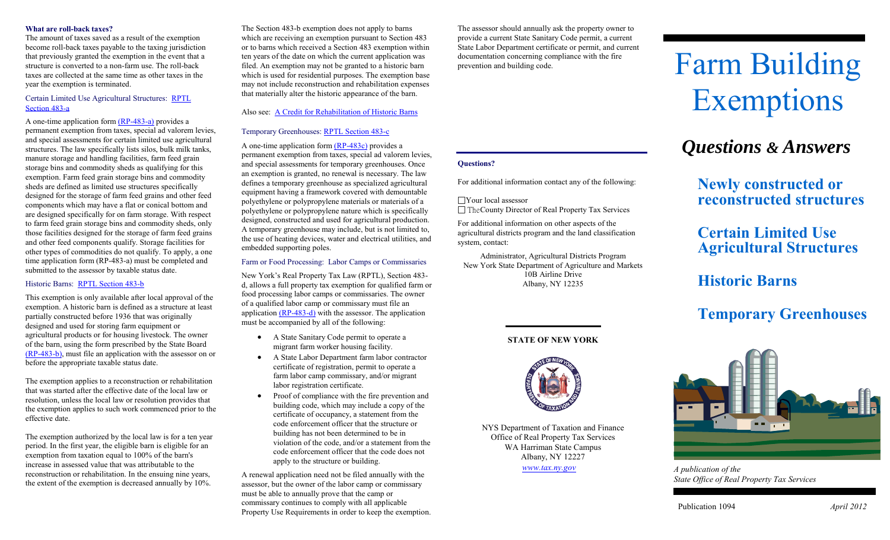### What are roll-back taxes?

The amount of taxes saved as a result of the exemption become roll-back taxes payable to the taxing jurisdiction that previously granted the exemption in the event that a structure is converted to a non-farm use. The roll-back taxes are collected at the same time as other taxes in the year the exemption is terminated.

### Certain Limited Use Agricultural Structures: RPTL Section 483-a

A one-time application form (RP-483-a) provides a permanent exemption from taxes, special ad valorem levies, and special assessments for certain limited use agricultural structures. The law specifically lists silos, bulk milk tanks, manure storage and handling facilities, farm feed grain storage bins and commodity sheds as qualifying for this exemption. Farm feed grain storage bins and commodity sheds are defined as limited use structures specifically designed for the storage of farm feed grains and other feed components which may have a flat or conical bottom and are designed specifically for on farm storage. With respect to farm feed grain storage bins and commodity sheds, only those facilities designed for the storage of farm feed grains and other feed components qualify. Storage facilities for other types of commodities do not qualify. To apply, a one time application form (RP-483-a) must be completed and submitted to the assessor by taxable status date.

### Historic Barns: RPTL Section 483-b

This exemption is only available after local approval of the exemption. A historic barn is defined as a structure at least partially constructed before 1936 that was originally designed and used for storing farm equipment or agricultural products or for housing livestock. The owner of the barn, using the form prescribed by the State Board (RP-483-b), must file an application with the assessor on or before the appropriate taxable status date.

The exemption applies to a reconstruction or rehabilitation that was started after the effective date of the local law or resolution, unless the local law or resolution provides that the exemption applies to such work commenced prior to the effective date.

The exemption authorized by the local law is for a ten year period. In the first year, the eligible barn is eligible for an exemption from taxation equal to 100% of the barn's increase in assessed value that was attributable to the reconstruction or rehabilitation. In the ensuing nine years, the extent of the exemption is decreased annually by 10%.

The Section 483-b exemption does not apply to barns which are receiving an exemption pursuant to Section 483 or to barns which received a Section 483 exemption within ten years of the date on which the current application was filed. An exemption may not be granted to a historic barn which is used for residential purposes. The exemption base may not include reconstruction and rehabilitation expenses that materially alter the historic appearance of the barn.

Also see: A Credit for Rehabilitation of Historic Barns

### Temporary Greenhouses: RPTL Section 483-c

A one-time application form (RP-483c) provides a permanent exemption from taxes, special ad valorem levies, and special assessments for temporary greenhouses. Once an exemption is granted, no renewal is necessary. The law defines a temporary greenhouse as specialized agricultural equipment having a framework covered with demountable polyethylene or polypropylene materials or materials of a polyethylene or polypropylene nature which is specifically designed, constructed and used for agricultural production. A temporary greenhouse may include, but is not limited to, the use of heating devices, water and electrical utilities, and embedded supporting poles.

### Farm or Food Processing: Labor Camps or Commissaries

New York's Real Property Tax Law (RPTL), Section 483-d, allows a full property tax exemption for qualified farm or food processing labor camps or commissaries. The owner of a qualified labor camp or commissary must file an application (RP-483-d) with the assessor. The application must be accompanied by all of the following:

- A State Sanitary Code permit to operate a migrant farm worker housing facility.
- A State Labor Department farm labor contractor certificate of registration, permit to operate a farm labor camp commissary, and/or migrant labor registration certificate.
- Proof of compliance with the fire prevention and building code, which may include a copy of the certificate of occupancy, a statement from the code enforcement officer that the structure or building has not been determined to be in violation of the code, and/or a statement from the code enforcement officer that the code does not apply to the structure or building.

A renewal application need not be filed annually with the assessor, but the owner of the labor camp or commissary must be able to annually prove that the camp or commissary continues to comply with all applicable Property Use Requirements in order to keep the exemption.

The assessor should annually ask the property owner to provide a current State Sanitary Code permit, a current State Labor Department certificate or permit, and current documentation concerning compliance with the fire prevention and building code.

### Questions?

For additional information contact any of the following:

- ☐ Your local assessor
- ☐ The County Director of Real Property Tax Services

For additional information on other aspects of the agricultural districts program and the land classification system, contact:

Administrator, Agricultural Districts Program
New York State Department of Agriculture and Markets
10B Airline Drive
Albany, NY 12235

**STATE OF NEW YORK**

NYS Department of Taxation and Finance
Office of Real Property Tax Services
WA Harriman State Campus
Albany, NY 12227
*www.tax.ny.gov*

# Farm Building Exemptions

## *Questions & Answers*

## Newly constructed or reconstructed structures

## Certain Limited Use Agricultural Structures

## Historic Barns

## Temporary Greenhouses

*A publication of the State Office of Real Property Tax Services*

Publication 1094 *April 2012*